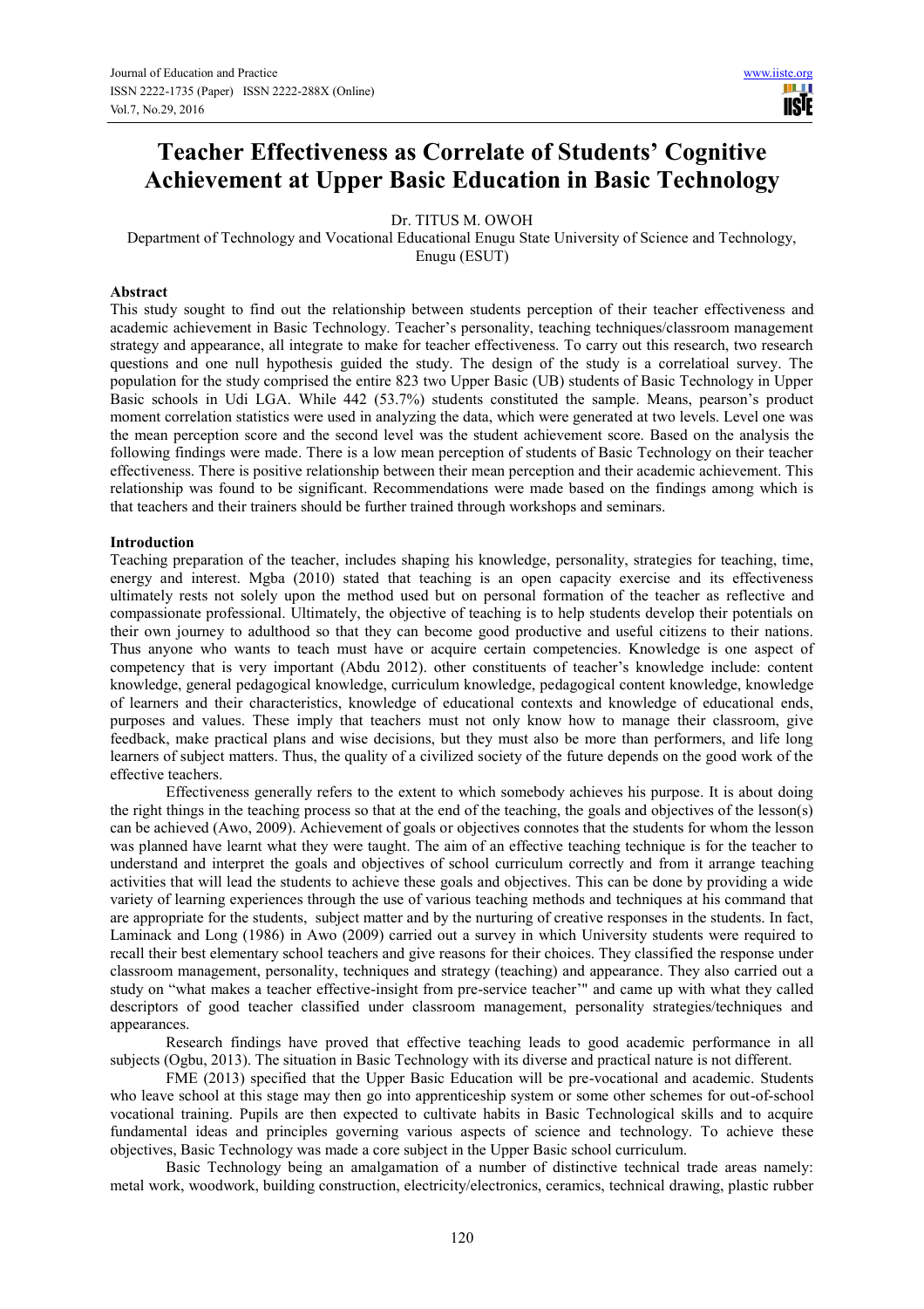# Teacher Effectiveness as Correlate of Students' Cognitive Achievement at Upper Basic Education in Basic Technology

Dr. TITUS M. OWOH

Department of Technology and Vocational Educational Enugu State University of Science and Technology, Enugu (ESUT)

## Abstract

This study sought to find out the relationship between students perception of their teacher effectiveness and academic achievement in Basic Technology. Teacher's personality, teaching techniques/classroom management strategy and appearance, all integrate to make for teacher effectiveness. To carry out this research, two research questions and one null hypothesis guided the study. The design of the study is a correlatioal survey. The population for the study comprised the entire 823 two Upper Basic (UB) students of Basic Technology in Upper Basic schools in Udi LGA. While 442 (53.7%) students constituted the sample. Means, pearson's product moment correlation statistics were used in analyzing the data, which were generated at two levels. Level one was the mean perception score and the second level was the student achievement score. Based on the analysis the following findings were made. There is a low mean perception of students of Basic Technology on their teacher effectiveness. There is positive relationship between their mean perception and their academic achievement. This relationship was found to be significant. Recommendations were made based on the findings among which is that teachers and their trainers should be further trained through workshops and seminars.

## Introduction

Teaching preparation of the teacher, includes shaping his knowledge, personality, strategies for teaching, time, energy and interest. Mgba (2010) stated that teaching is an open capacity exercise and its effectiveness ultimately rests not solely upon the method used but on personal formation of the teacher as reflective and compassionate professional. Ultimately, the objective of teaching is to help students develop their potentials on their own journey to adulthood so that they can become good productive and useful citizens to their nations. Thus anyone who wants to teach must have or acquire certain competencies. Knowledge is one aspect of competency that is very important (Abdu 2012). other constituents of teacher's knowledge include: content knowledge, general pedagogical knowledge, curriculum knowledge, pedagogical content knowledge, knowledge of learners and their characteristics, knowledge of educational contexts and knowledge of educational ends, purposes and values. These imply that teachers must not only know how to manage their classroom, give feedback, make practical plans and wise decisions, but they must also be more than performers, and life long learners of subject matters. Thus, the quality of a civilized society of the future depends on the good work of the effective teachers.

Effectiveness generally refers to the extent to which somebody achieves his purpose. It is about doing the right things in the teaching process so that at the end of the teaching, the goals and objectives of the lesson(s) can be achieved (Awo, 2009). Achievement of goals or objectives connotes that the students for whom the lesson was planned have learnt what they were taught. The aim of an effective teaching technique is for the teacher to understand and interpret the goals and objectives of school curriculum correctly and from it arrange teaching activities that will lead the students to achieve these goals and objectives. This can be done by providing a wide variety of learning experiences through the use of various teaching methods and techniques at his command that are appropriate for the students, subject matter and by the nurturing of creative responses in the students. In fact, Laminack and Long (1986) in Awo (2009) carried out a survey in which University students were required to recall their best elementary school teachers and give reasons for their choices. They classified the response under classroom management, personality, techniques and strategy (teaching) and appearance. They also carried out a study on "what makes a teacher effective-insight from pre-service teacher'" and came up with what they called descriptors of good teacher classified under classroom management, personality strategies/techniques and appearances.

Research findings have proved that effective teaching leads to good academic performance in all subjects (Ogbu, 2013). The situation in Basic Technology with its diverse and practical nature is not different.

FME (2013) specified that the Upper Basic Education will be pre-vocational and academic. Students who leave school at this stage may then go into apprenticeship system or some other schemes for out-of-school vocational training. Pupils are then expected to cultivate habits in Basic Technological skills and to acquire fundamental ideas and principles governing various aspects of science and technology. To achieve these objectives, Basic Technology was made a core subject in the Upper Basic school curriculum.

Basic Technology being an amalgamation of a number of distinctive technical trade areas namely: metal work, woodwork, building construction, electricity/electronics, ceramics, technical drawing, plastic rubber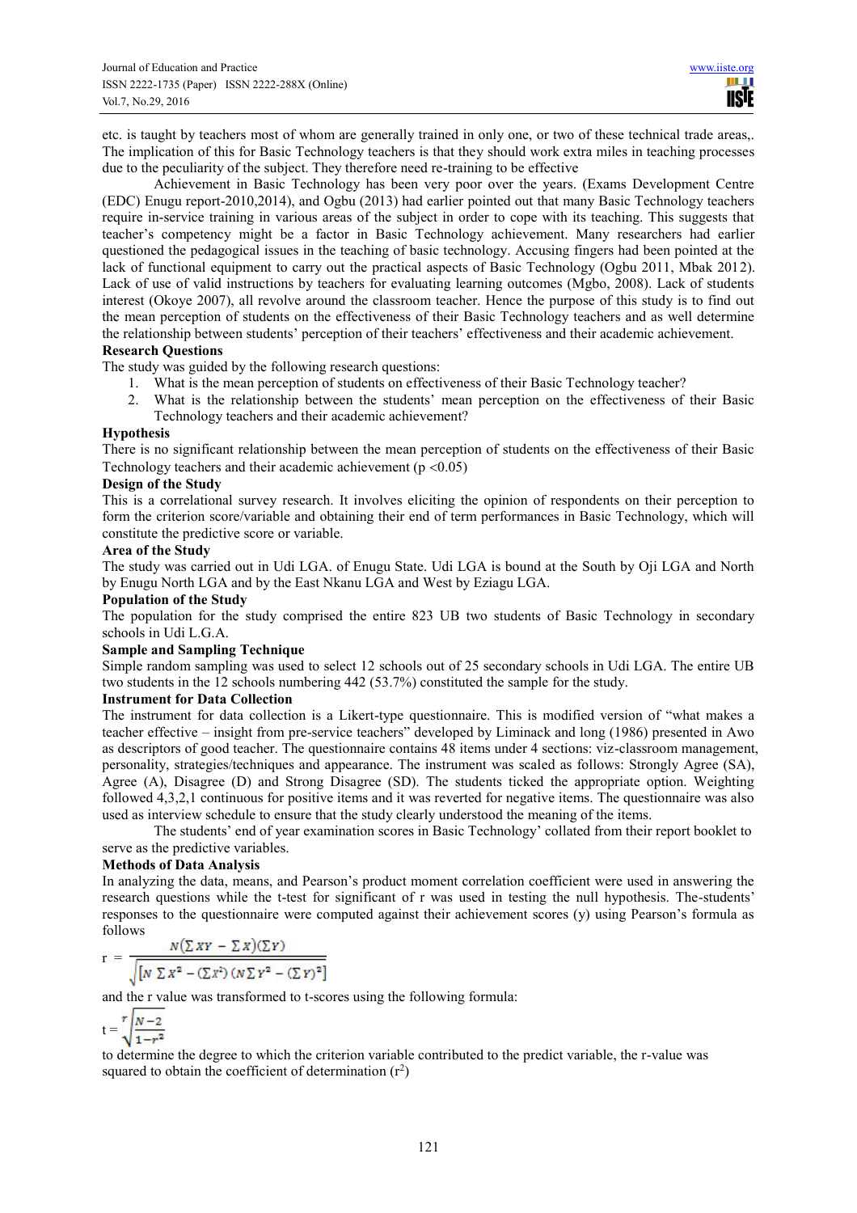etc. is taught by teachers most of whom are generally trained in only one, or two of these technical trade areas,. The implication of this for Basic Technology teachers is that they should work extra miles in teaching processes due to the peculiarity of the subject. They therefore need re-training to be effective

Achievement in Basic Technology has been very poor over the years. (Exams Development Centre (EDC) Enugu report-2010,2014), and Ogbu (2013) had earlier pointed out that many Basic Technology teachers require in-service training in various areas of the subject in order to cope with its teaching. This suggests that teacher's competency might be a factor in Basic Technology achievement. Many researchers had earlier questioned the pedagogical issues in the teaching of basic technology. Accusing fingers had been pointed at the lack of functional equipment to carry out the practical aspects of Basic Technology (Ogbu 2011, Mbak 2012). Lack of use of valid instructions by teachers for evaluating learning outcomes (Mgbo, 2008). Lack of students interest (Okoye 2007), all revolve around the classroom teacher. Hence the purpose of this study is to find out the mean perception of students on the effectiveness of their Basic Technology teachers and as well determine the relationship between students' perception of their teachers' effectiveness and their academic achievement.

**Research Questions**

The study was guided by the following research questions:

1. What is the mean perception of students on effectiveness of their Basic Technology teacher?
2. What is the relationship between the students' mean perception on the effectiveness of their Basic Technology teachers and their academic achievement?

**Hypothesis**

There is no significant relationship between the mean perception of students on the effectiveness of their Basic Technology teachers and their academic achievement ($p < 0.05$)

**Design of the Study**

This is a correlational survey research. It involves eliciting the opinion of respondents on their perception to form the criterion score/variable and obtaining their end of term performances in Basic Technology, which will constitute the predictive score or variable.

**Area of the Study**

The study was carried out in Udi LGA. of Enugu State. Udi LGA is bound at the South by Oji LGA and North by Enugu North LGA and by the East Nkanu LGA and West by Eziagu LGA.

**Population of the Study**

The population for the study comprised the entire 823 UB two students of Basic Technology in secondary schools in Udi L.G.A.

**Sample and Sampling Technique**

Simple random sampling was used to select 12 schools out of 25 secondary schools in Udi LGA. The entire UB two students in the 12 schools numbering 442 (53.7%) constituted the sample for the study.

**Instrument for Data Collection**

The instrument for data collection is a Likert-type questionnaire. This is modified version of "what makes a teacher effective – insight from pre-service teachers" developed by Liminack and long (1986) presented in Awo as descriptors of good teacher. The questionnaire contains 48 items under 4 sections: viz-classroom management, personality, strategies/techniques and appearance. The instrument was scaled as follows: Strongly Agree (SA), Agree (A), Disagree (D) and Strong Disagree (SD). The students ticked the appropriate option. Weighting followed 4,3,2,1 continuous for positive items and it was reverted for negative items. The questionnaire was also used as interview schedule to ensure that the study clearly understood the meaning of the items.

The students' end of year examination scores in Basic Technology' collated from their report booklet to serve as the predictive variables.

**Methods of Data Analysis**

In analyzing the data, means, and Pearson's product moment correlation coefficient were used in answering the research questions while the t-test for significant of r was used in testing the null hypothesis. The-students' responses to the questionnaire were computed against their achievement scores (y) using Pearson's formula as follows

$$r = \frac{N(\sum XY - \sum X)(\sum Y)}{\sqrt{[N\sum X^2 - (\sum X^2)(N\sum Y^2 - (\sum Y)^2]}}$$

and the r value was transformed to t-scores using the following formula:

$$t = r\sqrt{\frac{N-2}{1-r^2}}$$

to determine the degree to which the criterion variable contributed to the predict variable, the r-value was squared to obtain the coefficient of determination ($r^2$)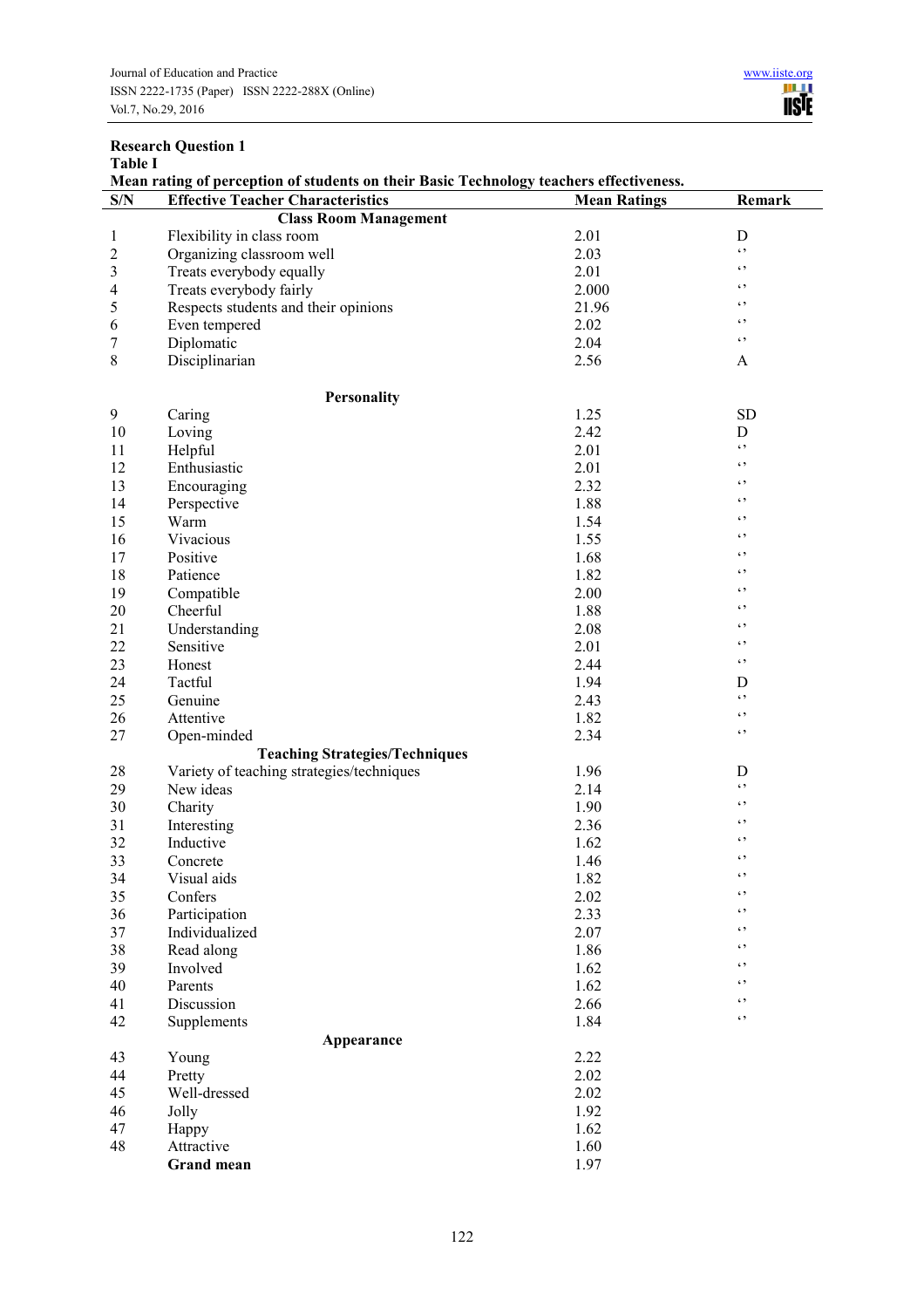**Research Question 1**

**Table I**

**Mean rating of perception of students on their Basic Technology teachers effectiveness.**

| S/N | Effective Teacher Characteristics | Mean Ratings | Remark |
|---|---|---|---|
| | **Class Room Management** | | |
| 1 | Flexibility in class room | 2.01 | D |
| 2 | Organizing classroom well | 2.03 | ‘’ |
| 3 | Treats everybody equally | 2.01 | ‘’ |
| 4 | Treats everybody fairly | 2.000 | ‘’ |
| 5 | Respects students and their opinions | 21.96 | ‘’ |
| 6 | Even tempered | 2.02 | ‘’ |
| 7 | Diplomatic | 2.04 | ‘’ |
| 8 | Disciplinarian | 2.56 | A |
| | **Personality** | | |
| 9 | Caring | 1.25 | SD |
| 10 | Loving | 2.42 | D |
| 11 | Helpful | 2.01 | ‘’ |
| 12 | Enthusiastic | 2.01 | ‘’ |
| 13 | Encouraging | 2.32 | ‘’ |
| 14 | Perspective | 1.88 | ‘’ |
| 15 | Warm | 1.54 | ‘’ |
| 16 | Vivacious | 1.55 | ‘’ |
| 17 | Positive | 1.68 | ‘’ |
| 18 | Patience | 1.82 | ‘’ |
| 19 | Compatible | 2.00 | ‘’ |
| 20 | Cheerful | 1.88 | ‘’ |
| 21 | Understanding | 2.08 | ‘’ |
| 22 | Sensitive | 2.01 | ‘’ |
| 23 | Honest | 2.44 | ‘’ |
| 24 | Tactful | 1.94 | D |
| 25 | Genuine | 2.43 | ‘’ |
| 26 | Attentive | 1.82 | ‘’ |
| 27 | Open-minded | 2.34 | ‘’ |
| | **Teaching Strategies/Techniques** | | |
| 28 | Variety of teaching strategies/techniques | 1.96 | D |
| 29 | New ideas | 2.14 | ‘’ |
| 30 | Charity | 1.90 | ‘’ |
| 31 | Interesting | 2.36 | ‘’ |
| 32 | Inductive | 1.62 | ‘’ |
| 33 | Concrete | 1.46 | ‘’ |
| 34 | Visual aids | 1.82 | ‘’ |
| 35 | Confers | 2.02 | ‘’ |
| 36 | Participation | 2.33 | ‘’ |
| 37 | Individualized | 2.07 | ‘’ |
| 38 | Read along | 1.86 | ‘’ |
| 39 | Involved | 1.62 | ‘’ |
| 40 | Parents | 1.62 | ‘’ |
| 41 | Discussion | 2.66 | ‘’ |
| 42 | Supplements | 1.84 | ‘’ |
| | **Appearance** | | |
| 43 | Young | 2.22 | |
| 44 | Pretty | 2.02 | |
| 45 | Well-dressed | 2.02 | |
| 46 | Jolly | 1.92 | |
| 47 | Happy | 1.62 | |
| 48 | Attractive | 1.60 | |
| | **Grand mean** | 1.97 | |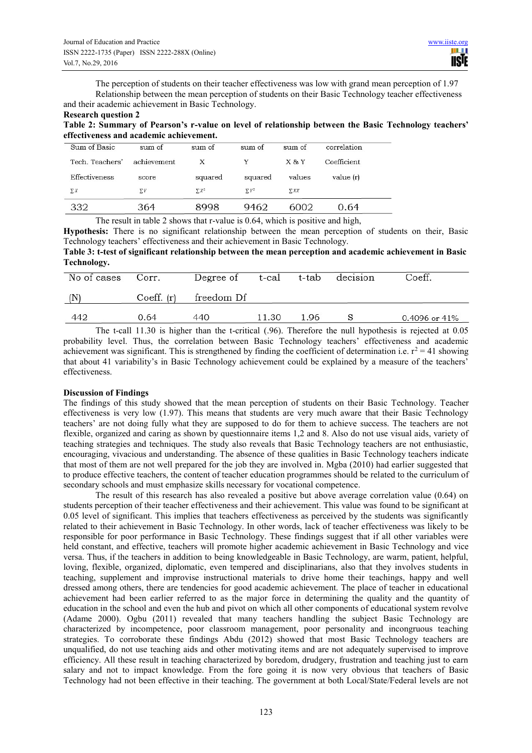The perception of students on their teacher effectiveness was low with grand mean perception of 1.97

Relationship between the mean perception of students on their Basic Technology teacher effectiveness and their academic achievement in Basic Technology.

**Research question 2**

**Table 2: Summary of Pearson's r-value on level of relationship between the Basic Technology teachers' effectiveness and academic achievement.**

| Sum of Basic Tech. Teachers' Effectiveness $\sum X$ | sum of achievement score $\sum Y$ | sum of X squared $\sum X^2$ | sum of Y squared $\sum Y^2$ | sum of X & Y values $\sum XY$ | correlation Coefficient value (r) |
|---|---|---|---|---|---|
| 332 | 364 | 8998 | 9462 | 6002 | 0.64 |

The result in table 2 shows that r-value is 0.64, which is positive and high,

**Hypothesis:** There is no significant relationship between the mean perception of students on their, Basic Technology teachers' effectiveness and their achievement in Basic Technology.

**Table 3: t-test of significant relationship between the mean perception and academic achievement in Basic Technology.**

| No of cases (N) | Corr. Coeff. (r) | Degree of freedom Df | t-cal | t-tab | decision | Coeff. |
|---|---|---|---|---|---|---|
| 442 | 0.64 | 440 | 11.30 | 1.96 | S | 0.4096 or 41% |

The t-call 11.30 is higher than the t-critical (.96). Therefore the null hypothesis is rejected at 0.05 probability level. Thus, the correlation between Basic Technology teachers' effectiveness and academic achievement was significant. This is strengthened by finding the coefficient of determination i.e. $r^2 = 41$ showing that about 41 variability's in Basic Technology achievement could be explained by a measure of the teachers' effectiveness.

**Discussion of Findings**

The findings of this study showed that the mean perception of students on their Basic Technology. Teacher effectiveness is very low (1.97). This means that students are very much aware that their Basic Technology teachers' are not doing fully what they are supposed to do for them to achieve success. The teachers are not flexible, organized and caring as shown by questionnaire items 1,2 and 8. Also do not use visual aids, variety of teaching strategies and techniques. The study also reveals that Basic Technology teachers are not enthusiastic, encouraging, vivacious and understanding. The absence of these qualities in Basic Technology teachers indicate that most of them are not well prepared for the job they are involved in. Mgba (2010) had earlier suggested that to produce effective teachers, the content of teacher education programmes should be related to the curriculum of secondary schools and must emphasize skills necessary for vocational competence.

The result of this research has also revealed a positive but above average correlation value (0.64) on students perception of their teacher effectiveness and their achievement. This value was found to be significant at 0.05 level of significant. This implies that teachers effectiveness as perceived by the students was significantly related to their achievement in Basic Technology. In other words, lack of teacher effectiveness was likely to be responsible for poor performance in Basic Technology. These findings suggest that if all other variables were held constant, and effective, teachers will promote higher academic achievement in Basic Technology and vice versa. Thus, if the teachers in addition to being knowledgeable in Basic Technology, are warm, patient, helpful, loving, flexible, organized, diplomatic, even tempered and disciplinarians, also that they involves students in teaching, supplement and improvise instructional materials to drive home their teachings, happy and well dressed among others, there are tendencies for good academic achievement. The place of teacher in educational achievement had been earlier referred to as the major force in determining the quality and the quantity of education in the school and even the hub and pivot on which all other components of educational system revolve (Adame 2000). Ogbu (2011) revealed that many teachers handling the subject Basic Technology are characterized by incompetence, poor classroom management, poor personality and incongruous teaching strategies. To corroborate these findings Abdu (2012) showed that most Basic Technology teachers are unqualified, do not use teaching aids and other motivating items and are not adequately supervised to improve efficiency. All these result in teaching characterized by boredom, drudgery, frustration and teaching just to earn salary and not to impact knowledge. From the fore going it is now very obvious that teachers of Basic Technology had not been effective in their teaching. The government at both Local/State/Federal levels are not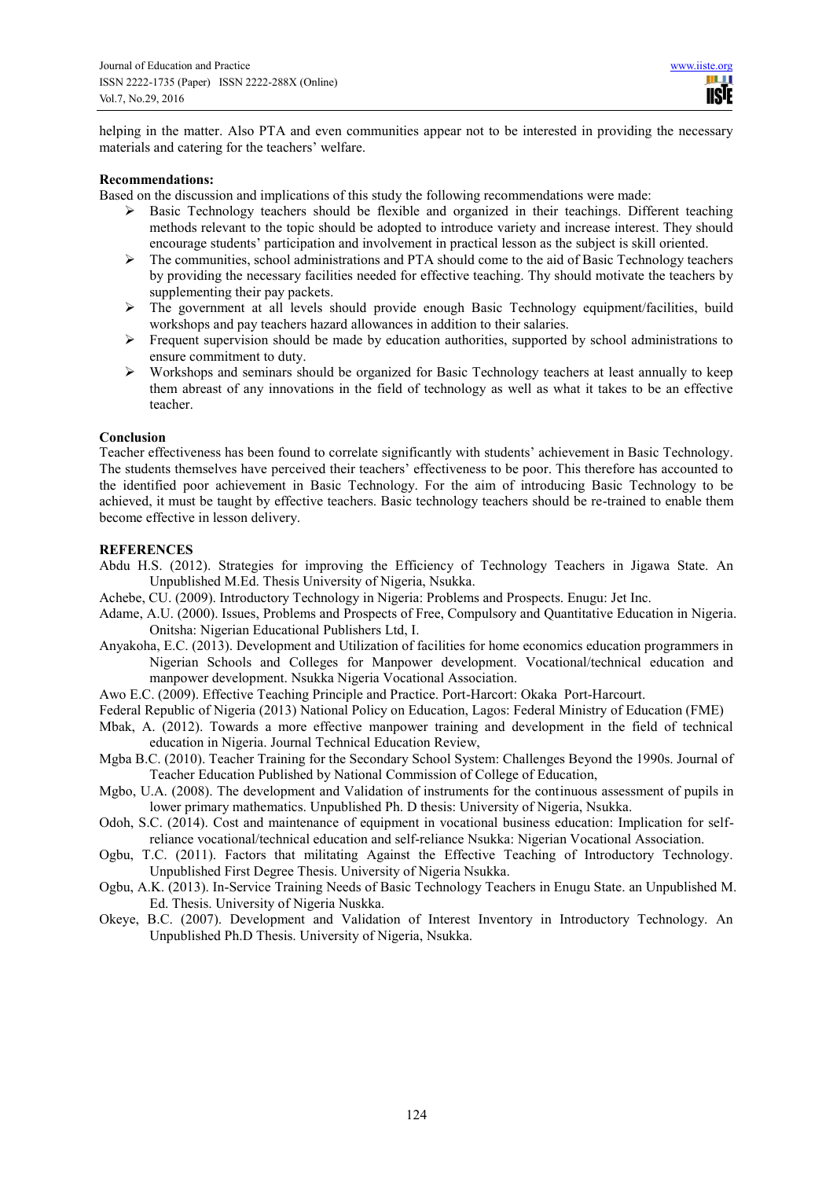helping in the matter. Also PTA and even communities appear not to be interested in providing the necessary materials and catering for the teachers' welfare.

**Recommendations:**

Based on the discussion and implications of this study the following recommendations were made:

- Basic Technology teachers should be flexible and organized in their teachings. Different teaching methods relevant to the topic should be adopted to introduce variety and increase interest. They should encourage students' participation and involvement in practical lesson as the subject is skill oriented.
- The communities, school administrations and PTA should come to the aid of Basic Technology teachers by providing the necessary facilities needed for effective teaching. Thy should motivate the teachers by supplementing their pay packets.
- The government at all levels should provide enough Basic Technology equipment/facilities, build workshops and pay teachers hazard allowances in addition to their salaries.
- Frequent supervision should be made by education authorities, supported by school administrations to ensure commitment to duty.
- Workshops and seminars should be organized for Basic Technology teachers at least annually to keep them abreast of any innovations in the field of technology as well as what it takes to be an effective teacher.

**Conclusion**

Teacher effectiveness has been found to correlate significantly with students' achievement in Basic Technology. The students themselves have perceived their teachers' effectiveness to be poor. This therefore has accounted to the identified poor achievement in Basic Technology. For the aim of introducing Basic Technology to be achieved, it must be taught by effective teachers. Basic technology teachers should be re-trained to enable them become effective in lesson delivery.

**REFERENCES**

Abdu H.S. (2012). Strategies for improving the Efficiency of Technology Teachers in Jigawa State. An Unpublished M.Ed. Thesis University of Nigeria, Nsukka.

Achebe, CU. (2009). Introductory Technology in Nigeria: Problems and Prospects. Enugu: Jet Inc.

Adame, A.U. (2000). Issues, Problems and Prospects of Free, Compulsory and Quantitative Education in Nigeria. Onitsha: Nigerian Educational Publishers Ltd, I.

Anyakoha, E.C. (2013). Development and Utilization of facilities for home economics education programmers in Nigerian Schools and Colleges for Manpower development. Vocational/technical education and manpower development. Nsukka Nigeria Vocational Association.

Awo E.C. (2009). Effective Teaching Principle and Practice. Port-Harcort: Okaka Port-Harcourt.

Federal Republic of Nigeria (2013) National Policy on Education, Lagos: Federal Ministry of Education (FME)

Mbak, A. (2012). Towards a more effective manpower training and development in the field of technical education in Nigeria. Journal Technical Education Review,

Mgba B.C. (2010). Teacher Training for the Secondary School System: Challenges Beyond the 1990s. Journal of Teacher Education Published by National Commission of College of Education,

Mgbo, U.A. (2008). The development and Validation of instruments for the continuous assessment of pupils in lower primary mathematics. Unpublished Ph. D thesis: University of Nigeria, Nsukka.

Odoh, S.C. (2014). Cost and maintenance of equipment in vocational business education: Implication for self-reliance vocational/technical education and self-reliance Nsukka: Nigerian Vocational Association.

Ogbu, T.C. (2011). Factors that militating Against the Effective Teaching of Introductory Technology. Unpublished First Degree Thesis. University of Nigeria Nsukka.

Ogbu, A.K. (2013). In-Service Training Needs of Basic Technology Teachers in Enugu State. an Unpublished M. Ed. Thesis. University of Nigeria Nuskka.

Okeye, B.C. (2007). Development and Validation of Interest Inventory in Introductory Technology. An Unpublished Ph.D Thesis. University of Nigeria, Nsukka.